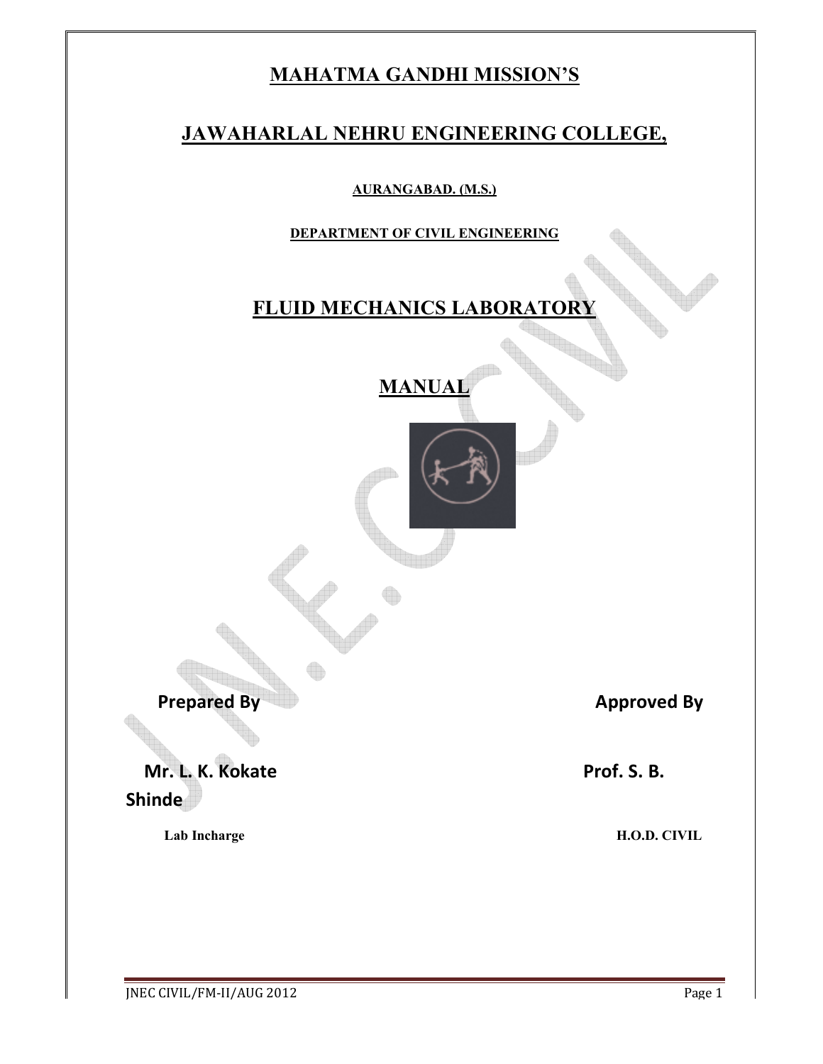# MAHATMA GANDHI MISSION'S

# JAWAHARLAL NEHRU ENGINEERING COLLEGE,

**AURANGABAD. (M.S.)**

**DEPARTMENT OF CIVIL ENGINEERING**

## FLUID MECHANICS LABORATORY

## MANUAL

**Prepared By** — **Mr. L. K. Kokate**, Lab Incharge

**Approved By** — **Prof. S. B. Shinde**, H.O.D. CIVIL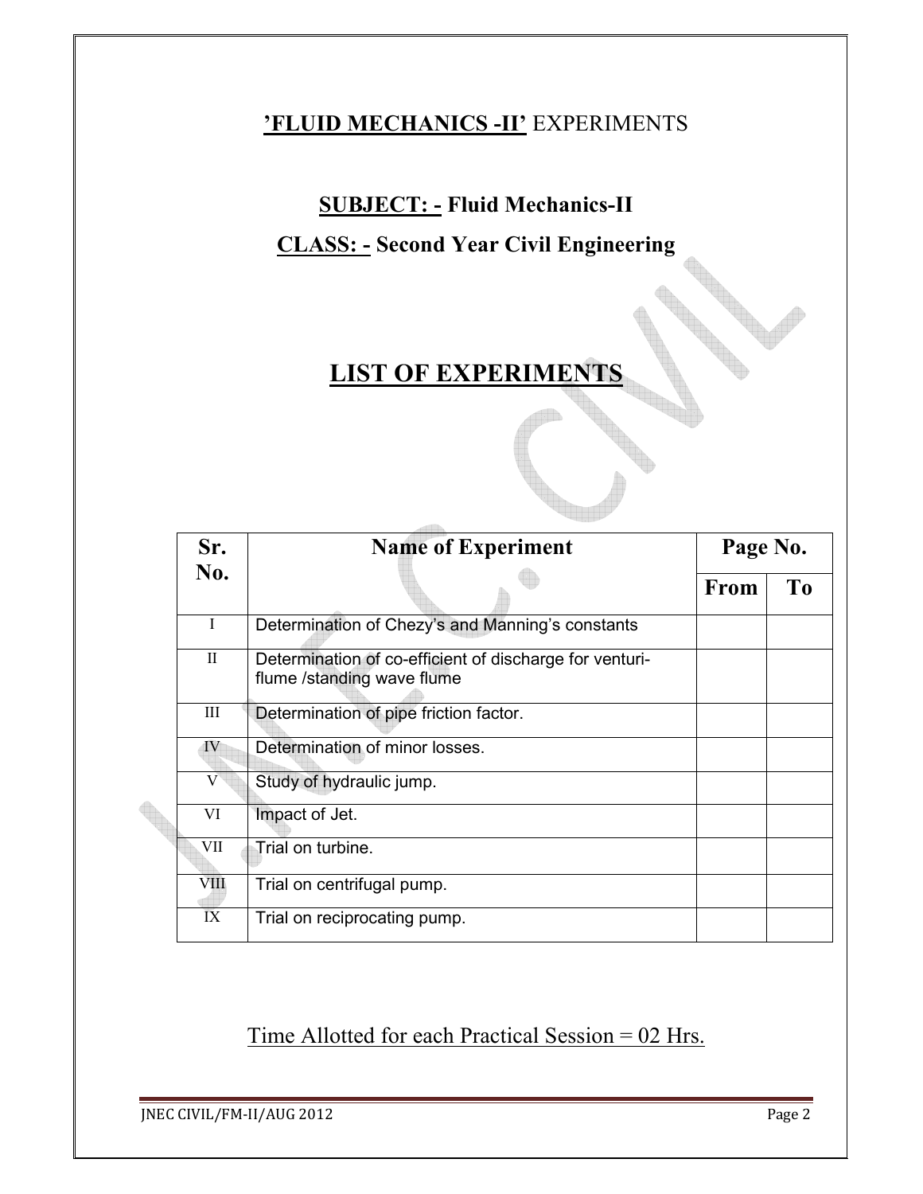**'FLUID MECHANICS -II'** EXPERIMENTS

**SUBJECT: - Fluid Mechanics-II**

**CLASS: - Second Year Civil Engineering**

# LIST OF EXPERIMENTS

| Sr. No. | Name of Experiment | Page No. | |
|---|---|---|---|
| | | From | To |
| I | Determination of Chezy's and Manning's constants | | |
| II | Determination of co-efficient of discharge for venturi-flume /standing wave flume | | |
| III | Determination of pipe friction factor. | | |
| IV | Determination of minor losses. | | |
| V | Study of hydraulic jump. | | |
| VI | Impact of Jet. | | |
| VII | Trial on turbine. | | |
| VIII | Trial on centrifugal pump. | | |
| IX | Trial on reciprocating pump. | | |

Time Allotted for each Practical Session = 02 Hrs.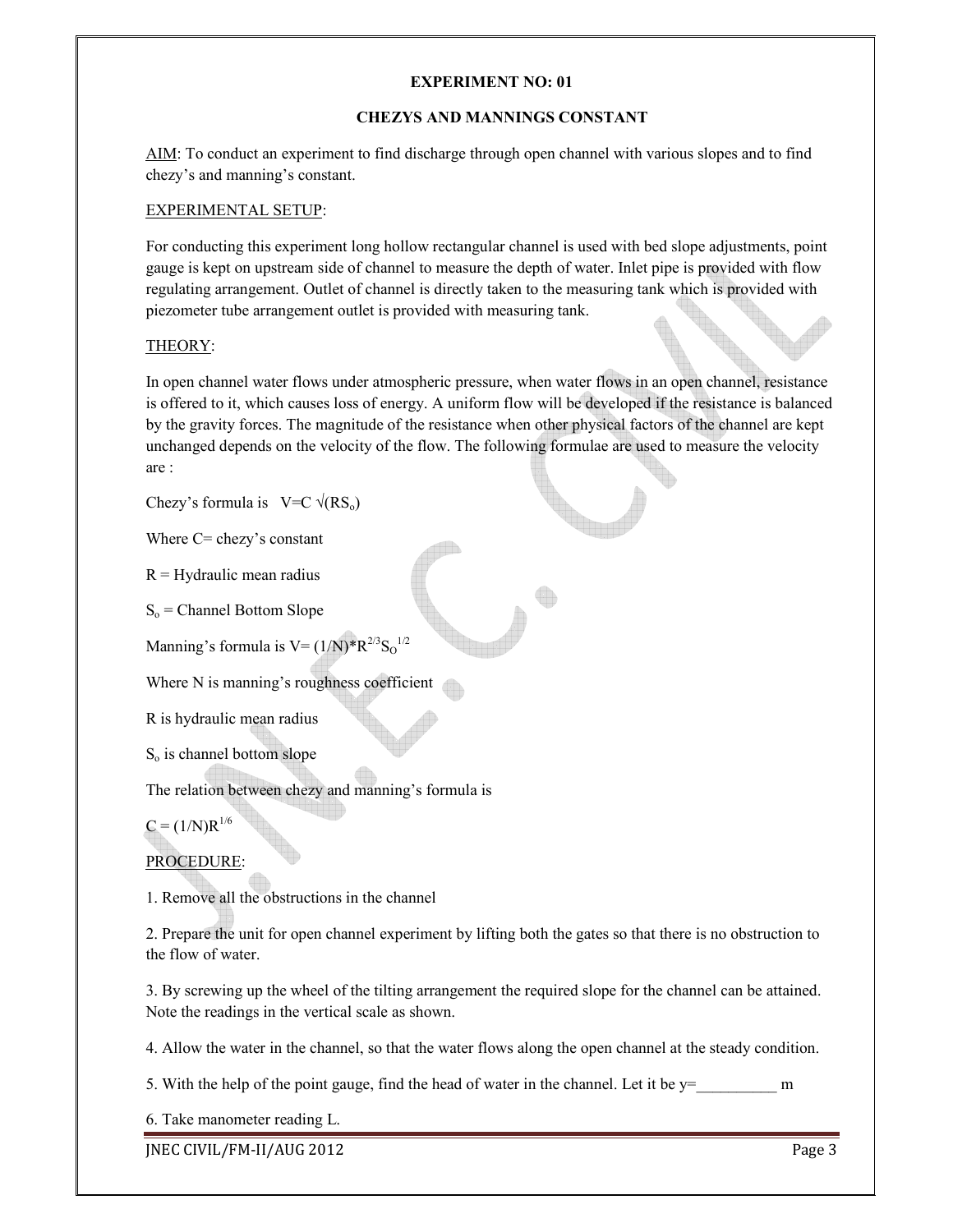## EXPERIMENT NO: 01

## CHEZYS AND MANNINGS CONSTANT

AIM: To conduct an experiment to find discharge through open channel with various slopes and to find chezy's and manning's constant.

EXPERIMENTAL SETUP:

For conducting this experiment long hollow rectangular channel is used with bed slope adjustments, point gauge is kept on upstream side of channel to measure the depth of water. Inlet pipe is provided with flow regulating arrangement. Outlet of channel is directly taken to the measuring tank which is provided with piezometer tube arrangement outlet is provided with measuring tank.

THEORY:

In open channel water flows under atmospheric pressure, when water flows in an open channel, resistance is offered to it, which causes loss of energy. A uniform flow will be developed if the resistance is balanced by the gravity forces. The magnitude of the resistance when other physical factors of the channel are kept unchanged depends on the velocity of the flow. The following formulae are used to measure the velocity are :

Chezy's formula is $V = C\sqrt{(RS_o)}$

Where C= chezy's constant

R = Hydraulic mean radius

$S_o$ = Channel Bottom Slope

Manning's formula is $V = (1/N) * R^{2/3} S_O^{1/2}$

Where N is manning's roughness coefficient

R is hydraulic mean radius

$S_o$ is channel bottom slope

The relation between chezy and manning's formula is

$C = (1/N)R^{1/6}$

PROCEDURE:

1. Remove all the obstructions in the channel

2. Prepare the unit for open channel experiment by lifting both the gates so that there is no obstruction to the flow of water.

3. By screwing up the wheel of the tilting arrangement the required slope for the channel can be attained. Note the readings in the vertical scale as shown.

4. Allow the water in the channel, so that the water flows along the open channel at the steady condition.

5. With the help of the point gauge, find the head of water in the channel. Let it be y=__________ m

6. Take manometer reading L.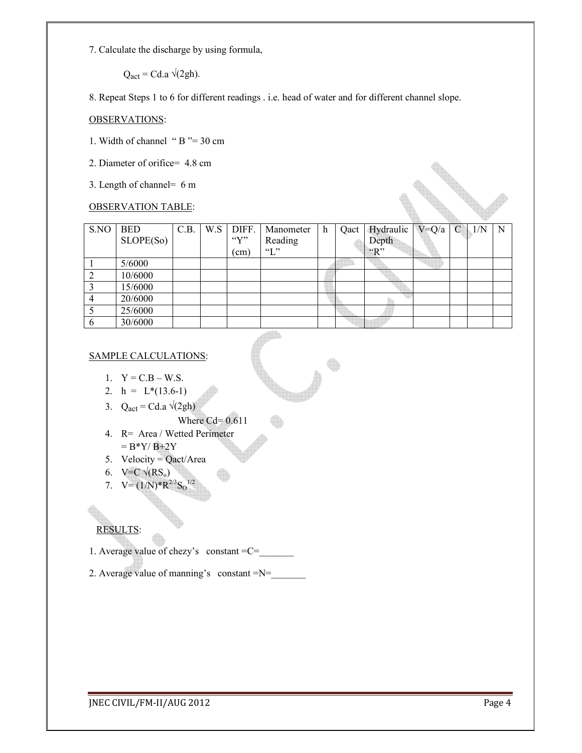7. Calculate the discharge by using formula,

$$Q_{act} = Cd.a \sqrt{(2gh)}.$$

8. Repeat Steps 1 to 6 for different readings . i.e. head of water and for different channel slope.

OBSERVATIONS:

1. Width of channel " B "= 30 cm

2. Diameter of orifice= 4.8 cm

3. Length of channel= 6 m

OBSERVATION TABLE:

| S.NO | BED SLOPE(So) | C.B. | W.S | DIFF. "Y" (cm) | Manometer Reading "L" | h | Qact | Hydraulic Depth "R" | V=Q/a | C | 1/N | N |
|---|---|---|---|---|---|---|---|---|---|---|---|---|
| 1 | 5/6000 | | | | | | | | | | | |
| 2 | 10/6000 | | | | | | | | | | | |
| 3 | 15/6000 | | | | | | | | | | | |
| 4 | 20/6000 | | | | | | | | | | | |
| 5 | 25/6000 | | | | | | | | | | | |
| 6 | 30/6000 | | | | | | | | | | | |

SAMPLE CALCULATIONS:

1. Y = C.B – W.S.
2. h = L*(13.6-1)
3. $Q_{act} = Cd.a \sqrt{(2gh)}$

   Where Cd= 0.611
4. R= Area / Wetted Perimeter

   = B*Y/ B+2Y
5. Velocity = Qact/Area
6. $V=C \sqrt{(RS_o)}$
7. $V= (1/N)*R^{2/3}S_O^{1/2}$

RESULTS:

1. Average value of chezy's constant =C=_______

2. Average value of manning's constant =N=_______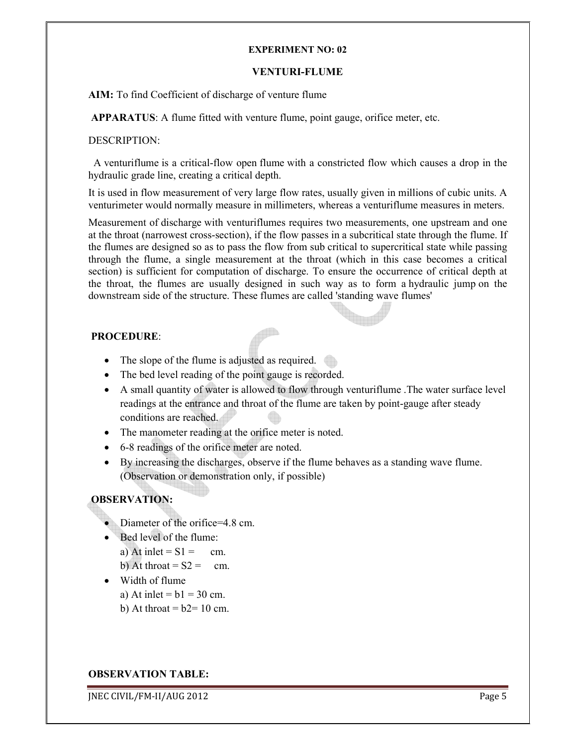**EXPERIMENT NO: 02**

**VENTURI-FLUME**

**AIM:** To find Coefficient of discharge of venture flume

**APPARATUS**: A flume fitted with venture flume, point gauge, orifice meter, etc.

DESCRIPTION:

A venturiflume is a critical-flow open flume with a constricted flow which causes a drop in the hydraulic grade line, creating a critical depth.

It is used in flow measurement of very large flow rates, usually given in millions of cubic units. A venturimeter would normally measure in millimeters, whereas a venturiflume measures in meters.

Measurement of discharge with venturiflumes requires two measurements, one upstream and one at the throat (narrowest cross-section), if the flow passes in a subcritical state through the flume. If the flumes are designed so as to pass the flow from sub critical to supercritical state while passing through the flume, a single measurement at the throat (which in this case becomes a critical section) is sufficient for computation of discharge. To ensure the occurrence of critical depth at the throat, the flumes are usually designed in such way as to form a hydraulic jump on the downstream side of the structure. These flumes are called 'standing wave flumes'

**PROCEDURE**:

- The slope of the flume is adjusted as required.
- The bed level reading of the point gauge is recorded.
- A small quantity of water is allowed to flow through venturiflume .The water surface level readings at the entrance and throat of the flume are taken by point-gauge after steady conditions are reached.
- The manometer reading at the orifice meter is noted.
- 6-8 readings of the orifice meter are noted.
- By increasing the discharges, observe if the flume behaves as a standing wave flume. (Observation or demonstration only, if possible)

**OBSERVATION:**

- Diameter of the orifice=4.8 cm.
- Bed level of the flume:
  a) At inlet = $S1$ = cm.
  b) At throat = $S2$ = cm.
- Width of flume
  a) At inlet = $b1$ = 30 cm.
  b) At throat = $b2$= 10 cm.

**OBSERVATION TABLE:**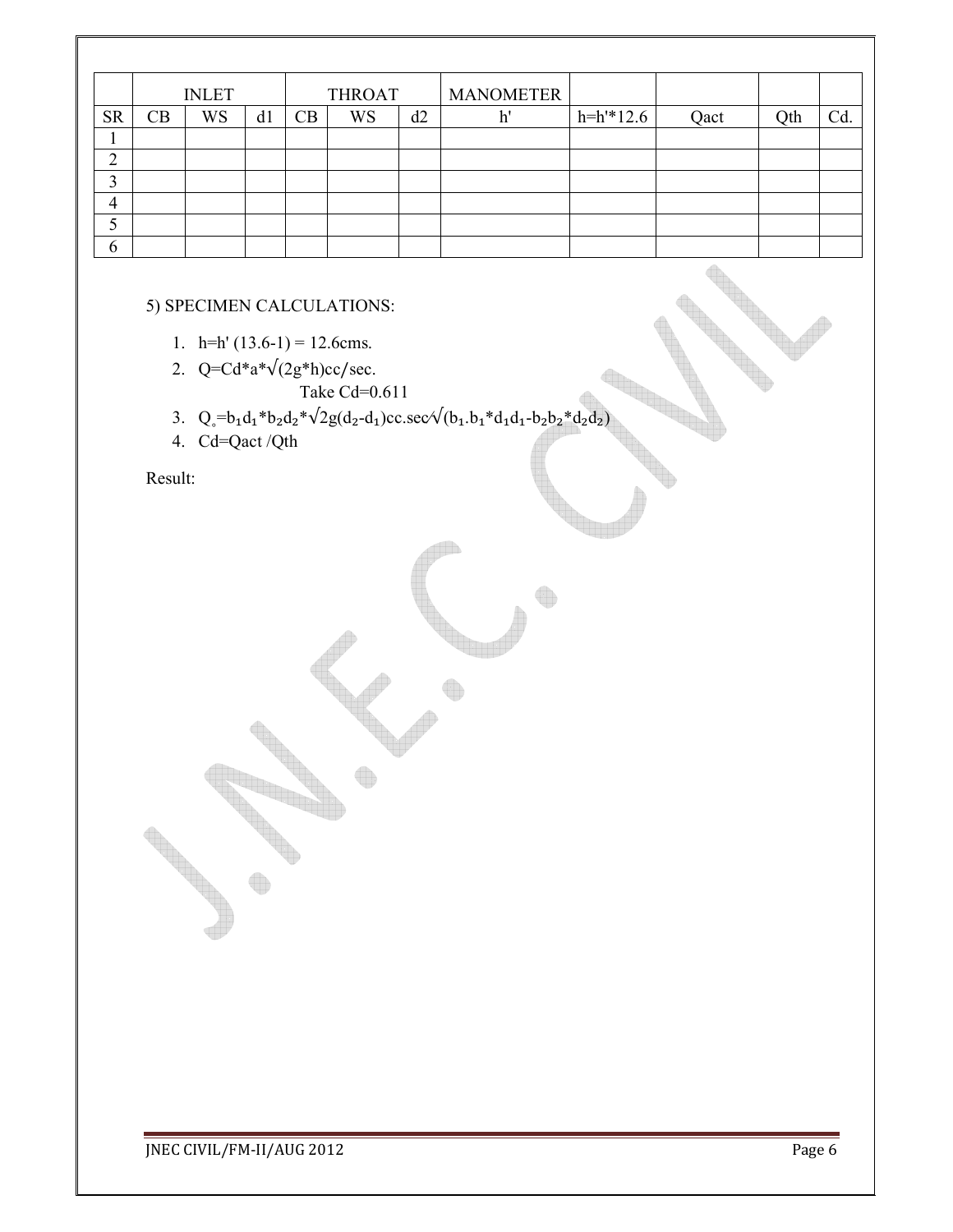| | INLET | | | THROAT | | | MANOMETER | | | | |
|---|---|---|---|---|---|---|---|---|---|---|---|
| SR | CB | WS | d1 | CB | WS | d2 | h' | h=h'*12.6 | Qact | Qth | Cd. |
| 1 | | | | | | | | | | | |
| 2 | | | | | | | | | | | |
| 3 | | | | | | | | | | | |
| 4 | | | | | | | | | | | |
| 5 | | | | | | | | | | | |
| 6 | | | | | | | | | | | |

5) SPECIMEN CALCULATIONS:

1. h=h' (13.6-1) = 12.6cms.
2. $Q=Cd*a*\sqrt{(2g*h)}$ cc/sec.

   Take Cd=0.611
3. $Q_{\circ}=b_1d_1*b_2d_2*\sqrt{2g(d_2-d_1)}$ cc.sec/$\sqrt{(b_1.b_1*d_1d_1-b_2b_2*d_2d_2)}$
4. Cd=Qact /Qth

Result: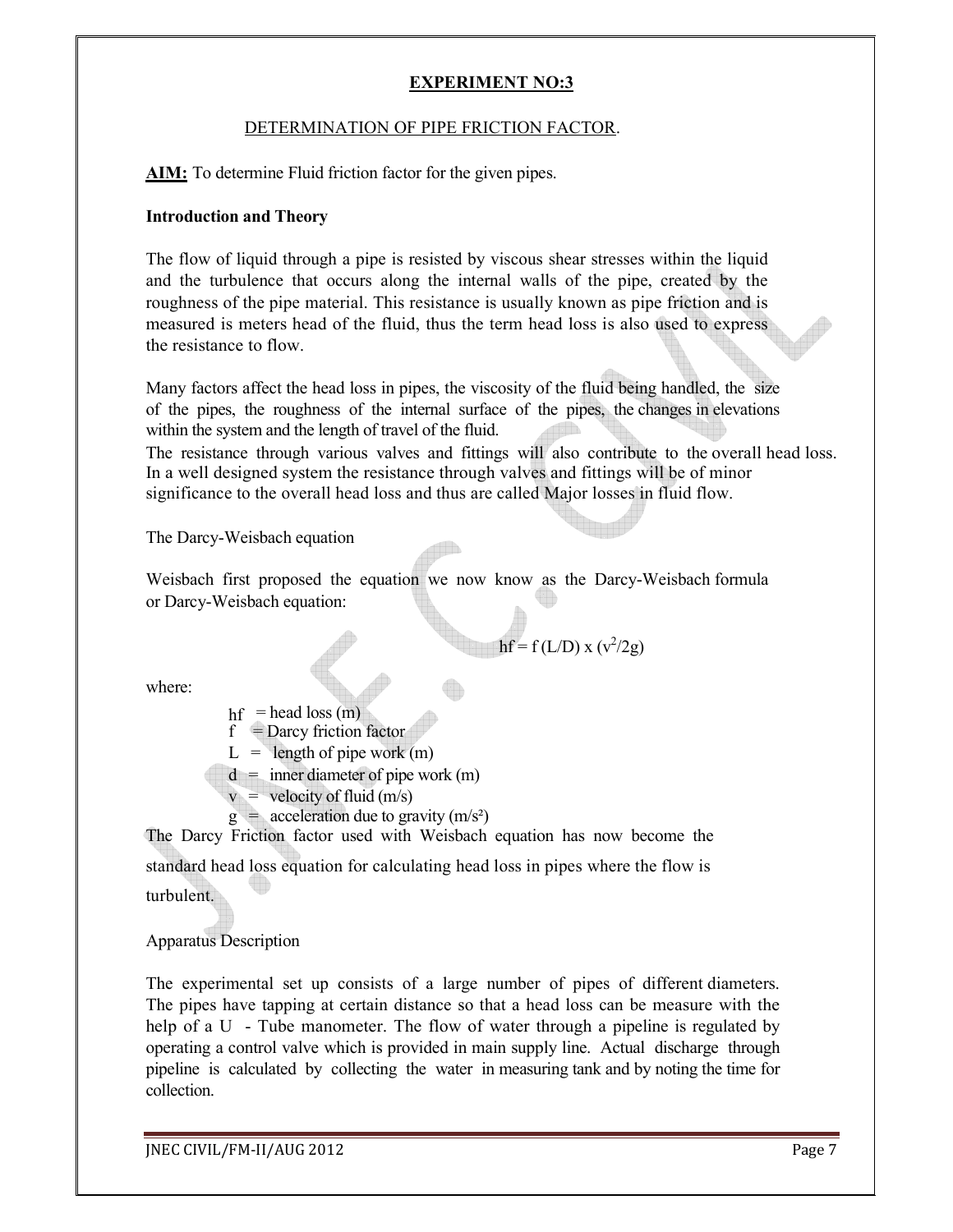## EXPERIMENT NO:3

### DETERMINATION OF PIPE FRICTION FACTOR.

**AIM:** To determine Fluid friction factor for the given pipes.

**Introduction and Theory**

The flow of liquid through a pipe is resisted by viscous shear stresses within the liquid and the turbulence that occurs along the internal walls of the pipe, created by the roughness of the pipe material. This resistance is usually known as pipe friction and is measured is meters head of the fluid, thus the term head loss is also used to express the resistance to flow.

Many factors affect the head loss in pipes, the viscosity of the fluid being handled, the size of the pipes, the roughness of the internal surface of the pipes, the changes in elevations within the system and the length of travel of the fluid.

The resistance through various valves and fittings will also contribute to the overall head loss. In a well designed system the resistance through valves and fittings will be of minor significance to the overall head loss and thus are called Major losses in fluid flow.

The Darcy-Weisbach equation

Weisbach first proposed the equation we now know as the Darcy-Weisbach formula or Darcy-Weisbach equation:

$$hf = f\,(L/D) \times (v^2/2g)$$

where:

- $hf$ = head loss (m)
- $f$ = Darcy friction factor
- $L$ = length of pipe work (m)
- $d$ = inner diameter of pipe work (m)
- $v$ = velocity of fluid (m/s)
- $g$ = acceleration due to gravity (m/s²)

The Darcy Friction factor used with Weisbach equation has now become the standard head loss equation for calculating head loss in pipes where the flow is turbulent.

Apparatus Description

The experimental set up consists of a large number of pipes of different diameters. The pipes have tapping at certain distance so that a head loss can be measure with the help of a U - Tube manometer. The flow of water through a pipeline is regulated by operating a control valve which is provided in main supply line. Actual discharge through pipeline is calculated by collecting the water in measuring tank and by noting the time for collection.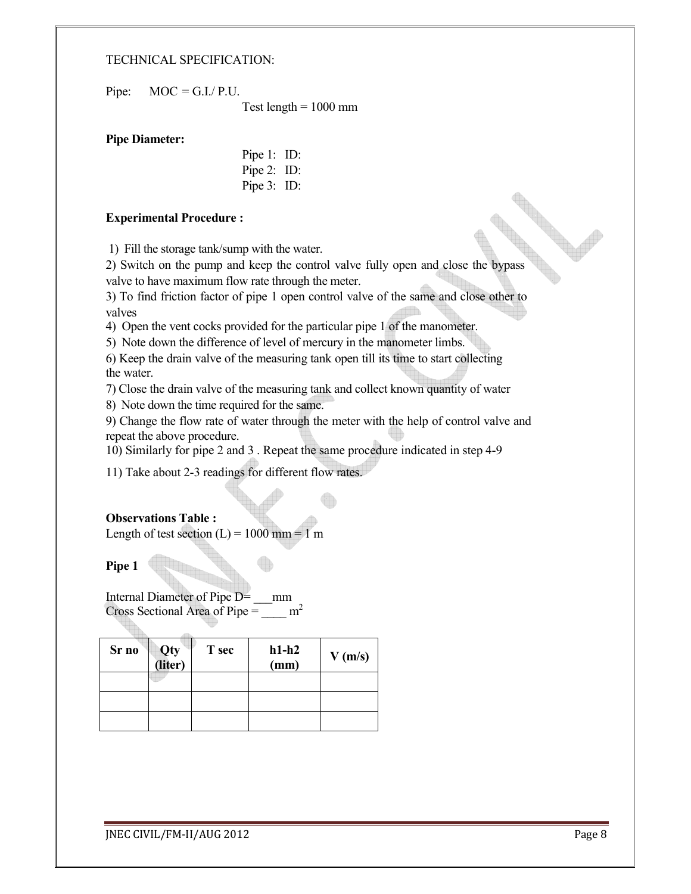TECHNICAL SPECIFICATION:

Pipe: MOC = G.I./ P.U.

Test length = 1000 mm

**Pipe Diameter:**

Pipe 1: ID:
Pipe 2: ID:
Pipe 3: ID:

**Experimental Procedure :**

1) Fill the storage tank/sump with the water.
2) Switch on the pump and keep the control valve fully open and close the bypass valve to have maximum flow rate through the meter.
3) To find friction factor of pipe 1 open control valve of the same and close other to valves
4) Open the vent cocks provided for the particular pipe 1 of the manometer.
5) Note down the difference of level of mercury in the manometer limbs.
6) Keep the drain valve of the measuring tank open till its time to start collecting the water.
7) Close the drain valve of the measuring tank and collect known quantity of water
8) Note down the time required for the same.
9) Change the flow rate of water through the meter with the help of control valve and repeat the above procedure.
10) Similarly for pipe 2 and 3 . Repeat the same procedure indicated in step 4-9
11) Take about 2-3 readings for different flow rates.

**Observations Table :**

Length of test section (L) = 1000 mm = 1 m

**Pipe 1**

Internal Diameter of Pipe D= ___mm
Cross Sectional Area of Pipe = ____ $m^2$

| Sr no | Qty (liter) | T sec | h1-h2 (mm) | V (m/s) |
|---|---|---|---|---|
| | | | | |
| | | | | |
| | | | | |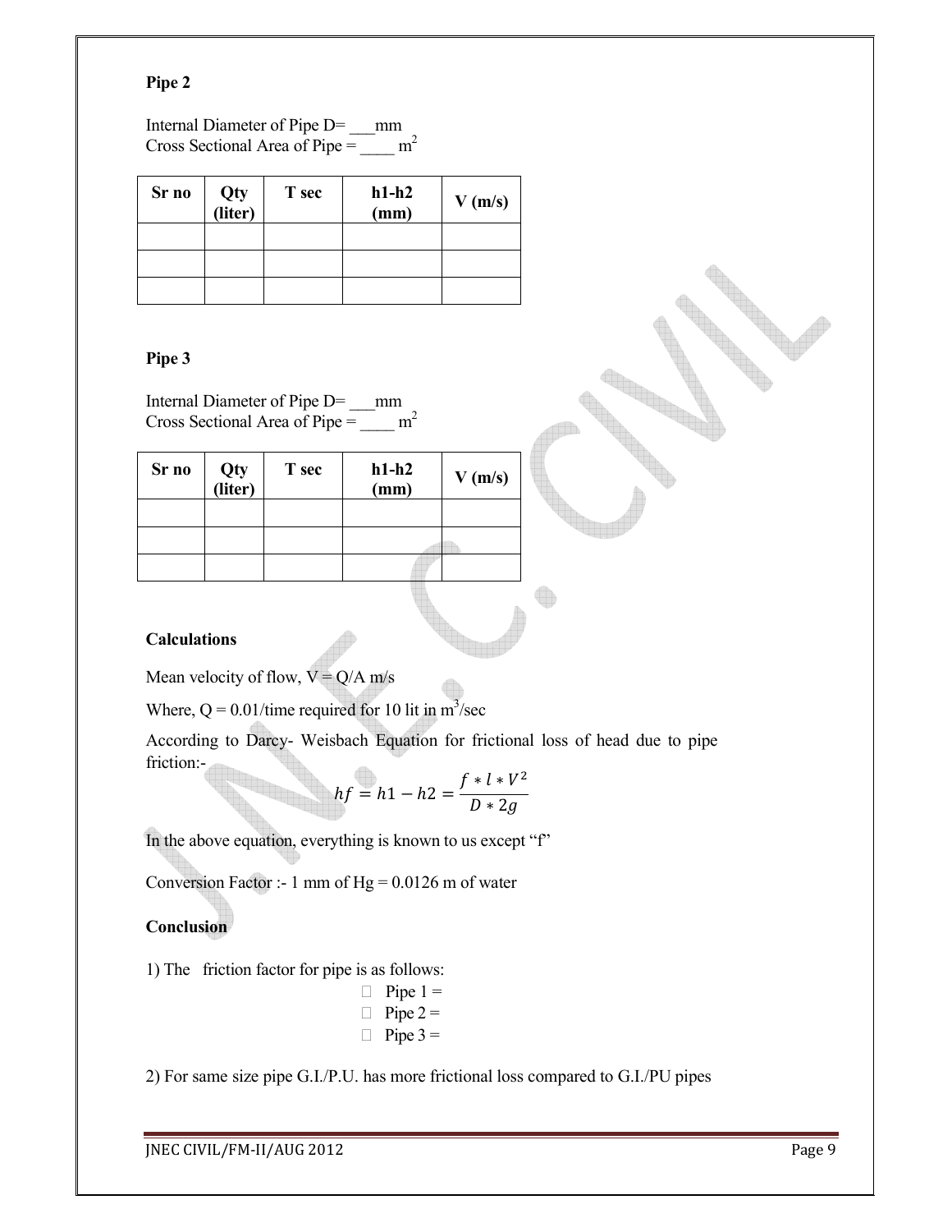**Pipe 2**

Internal Diameter of Pipe D= ___mm
Cross Sectional Area of Pipe = ____ $m^2$

| Sr no | Qty (liter) | T sec | h1-h2 (mm) | V (m/s) |
|---|---|---|---|---|
| | | | | |
| | | | | |
| | | | | |

**Pipe 3**

Internal Diameter of Pipe D= ___mm
Cross Sectional Area of Pipe = ____ $m^2$

| Sr no | Qty (liter) | T sec | h1-h2 (mm) | V (m/s) |
|---|---|---|---|---|
| | | | | |
| | | | | |
| | | | | |

**Calculations**

Mean velocity of flow, V = Q/A m/s

Where, Q = 0.01/time required for 10 lit in $m^3$/sec

According to Darcy- Weisbach Equation for frictional loss of head due to pipe friction:-

$$hf = h1 - h2 = \frac{f * l * V^2}{D * 2g}$$

In the above equation, everything is known to us except "f"

Conversion Factor :- 1 mm of Hg = 0.0126 m of water

**Conclusion**

1) The friction factor for pipe is as follows:

- Pipe 1 =
- Pipe 2 =
- Pipe 3 =

2) For same size pipe G.I./P.U. has more frictional loss compared to G.I./PU pipes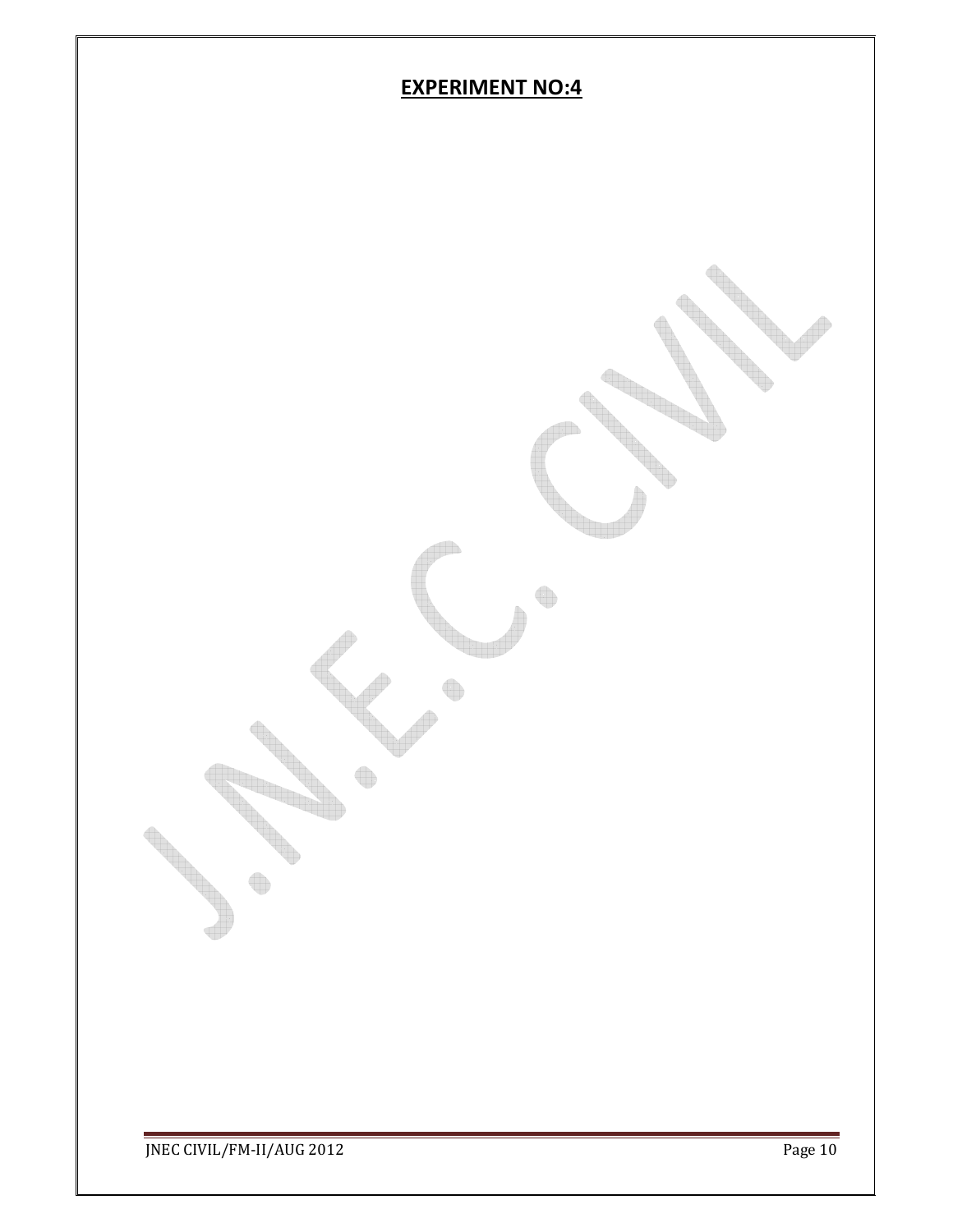## EXPERIMENT NO:4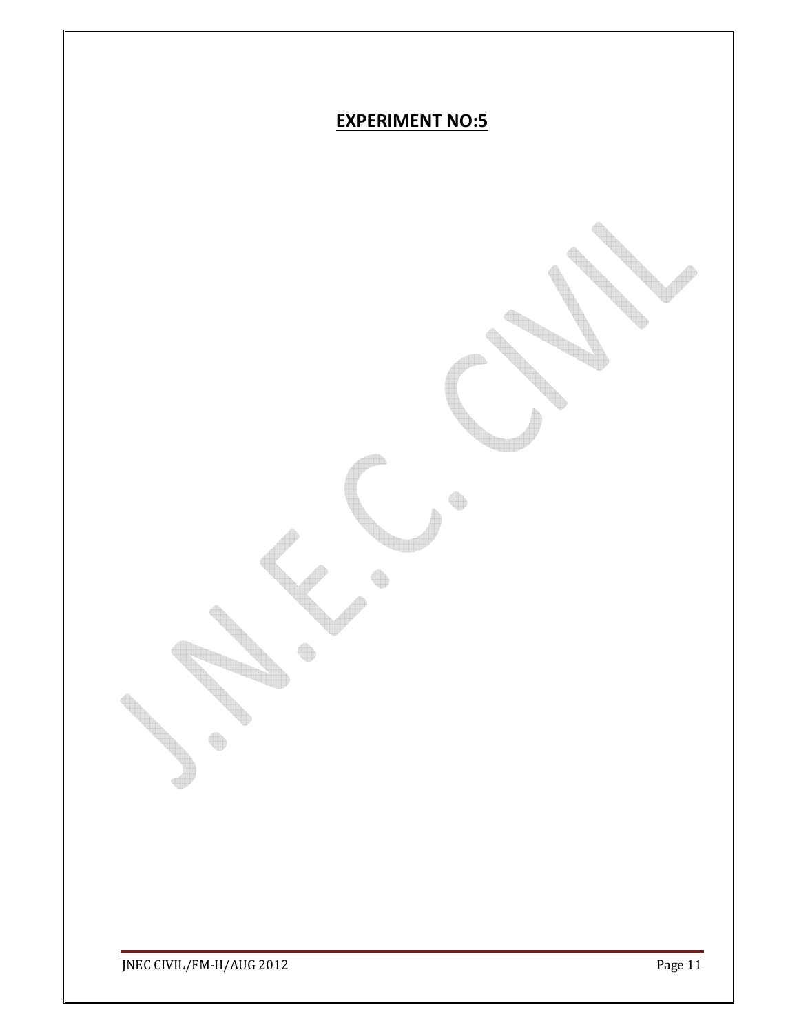# EXPERIMENT NO:5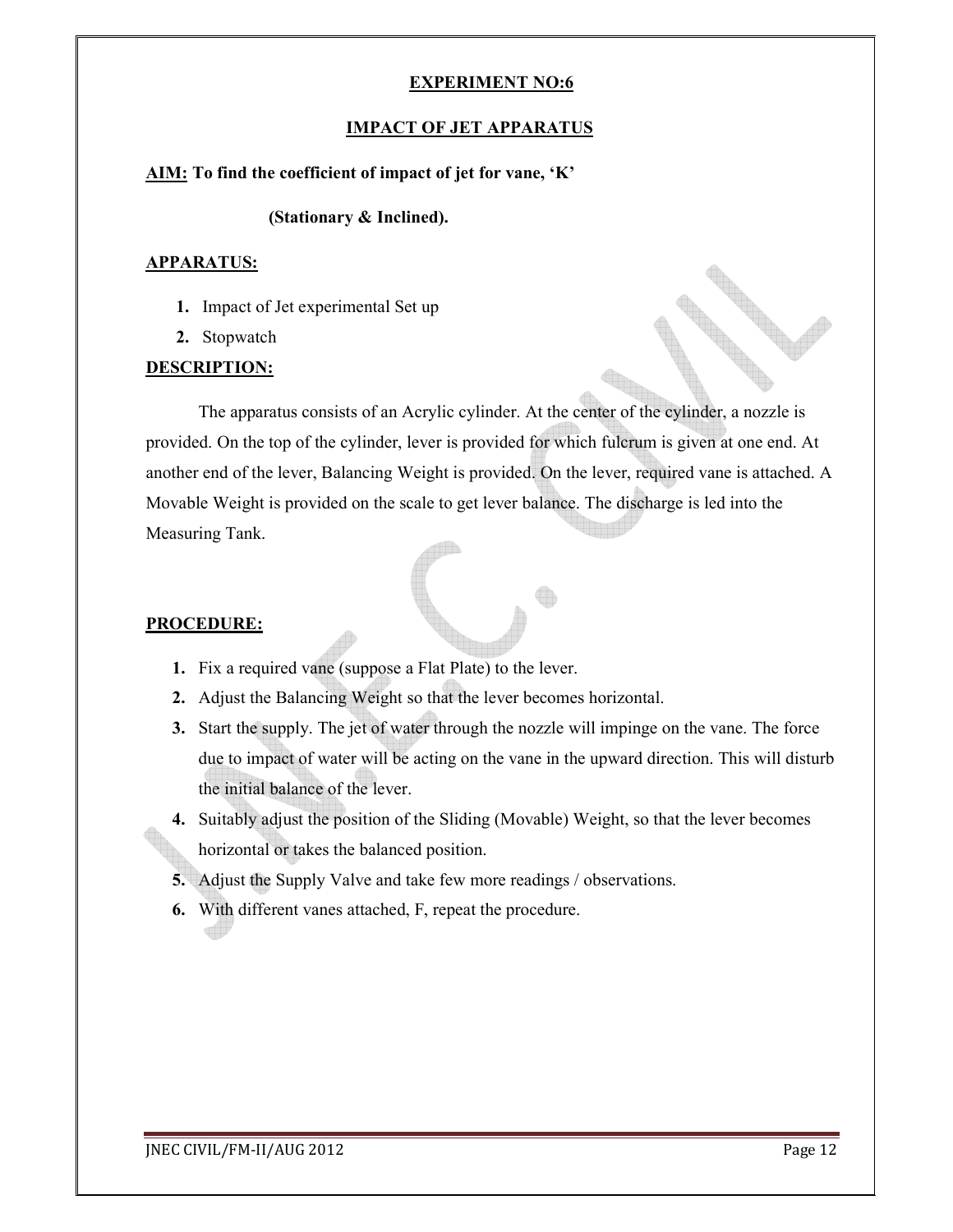## EXPERIMENT NO:6

## IMPACT OF JET APPARATUS

**AIM: To find the coefficient of impact of jet for vane, 'K'**

**(Stationary & Inclined).**

**APPARATUS:**

1. Impact of Jet experimental Set up
2. Stopwatch

**DESCRIPTION:**

The apparatus consists of an Acrylic cylinder. At the center of the cylinder, a nozzle is provided. On the top of the cylinder, lever is provided for which fulcrum is given at one end. At another end of the lever, Balancing Weight is provided. On the lever, required vane is attached. A Movable Weight is provided on the scale to get lever balance. The discharge is led into the Measuring Tank.

**PROCEDURE:**

1. Fix a required vane (suppose a Flat Plate) to the lever.
2. Adjust the Balancing Weight so that the lever becomes horizontal.
3. Start the supply. The jet of water through the nozzle will impinge on the vane. The force due to impact of water will be acting on the vane in the upward direction. This will disturb the initial balance of the lever.
4. Suitably adjust the position of the Sliding (Movable) Weight, so that the lever becomes horizontal or takes the balanced position.
5. Adjust the Supply Valve and take few more readings / observations.
6. With different vanes attached, F, repeat the procedure.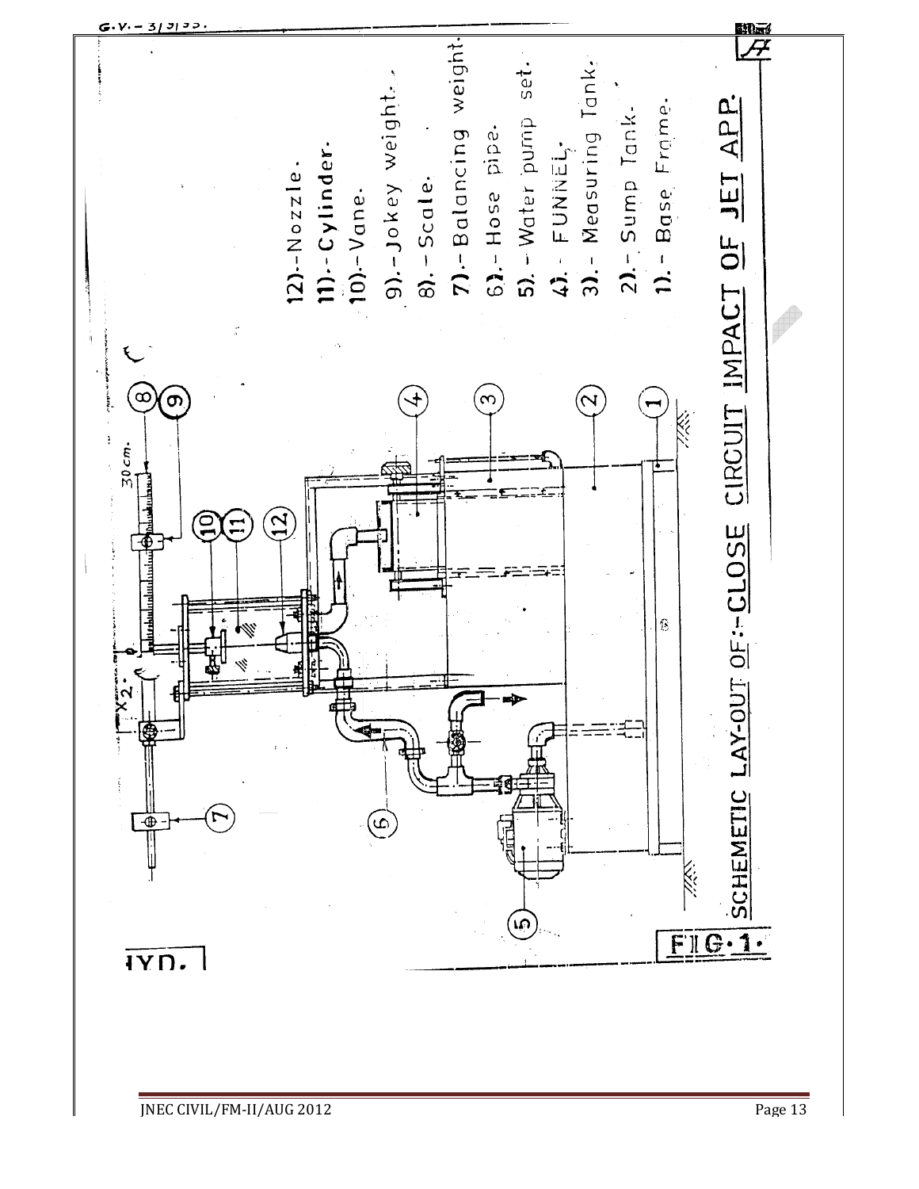12).- Nozzle.
11).- Cylinder.
10).- Vane.
9).- Jokey weight.
8).- Scale.
7).- Balancing weight.
6).- Hose pipe.
5).- Water pump set.
4).- FUNNEL.
3).- Measuring Tank.
2).- Sump Tank.
1).- Base Frame.

SCHEMETIC LAY-OUT OF:- CLOSE CIRCUIT IMPACT OF JET APP.

FIG. 1.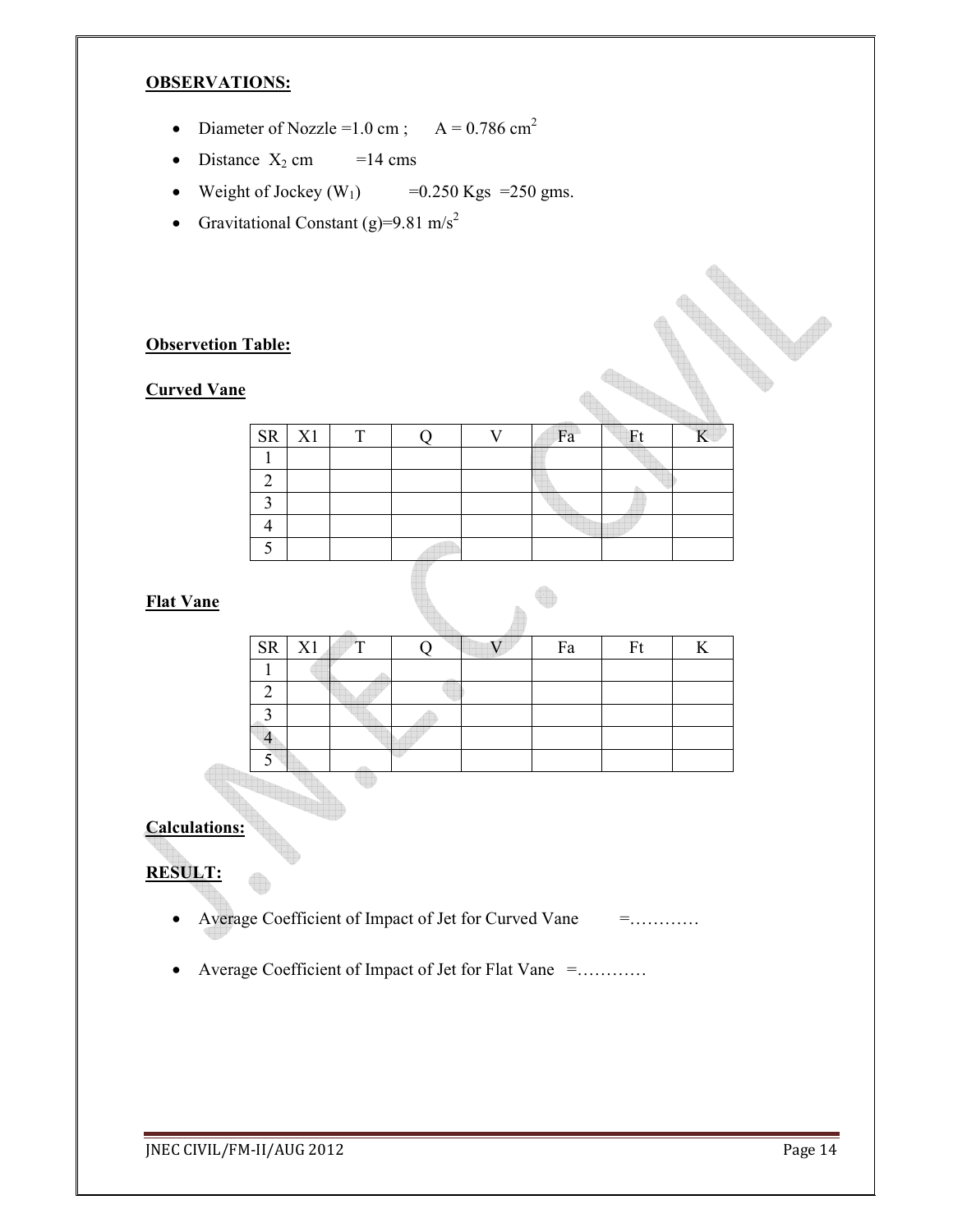**OBSERVATIONS:**

- Diameter of Nozzle =1.0 cm ;   A = 0.786 $cm^2$
- Distance $X_2$ cm   =14 cms
- Weight of Jockey ($W_1$)   =0.250 Kgs =250 gms.
- Gravitational Constant (g)=9.81 $m/s^2$

**Observetion Table:**

**Curved Vane**

| SR | X1 | T | Q | V | Fa | Ft | K |
|---|---|---|---|---|---|---|---|
| 1 | | | | | | | |
| 2 | | | | | | | |
| 3 | | | | | | | |
| 4 | | | | | | | |
| 5 | | | | | | | |

**Flat Vane**

| SR | X1 | T | Q | V | Fa | Ft | K |
|---|---|---|---|---|---|---|---|
| 1 | | | | | | | |
| 2 | | | | | | | |
| 3 | | | | | | | |
| 4 | | | | | | | |
| 5 | | | | | | | |

**Calculations:**

**RESULT:**

- Average Coefficient of Impact of Jet for Curved Vane   =…………
- Average Coefficient of Impact of Jet for Flat Vane =…………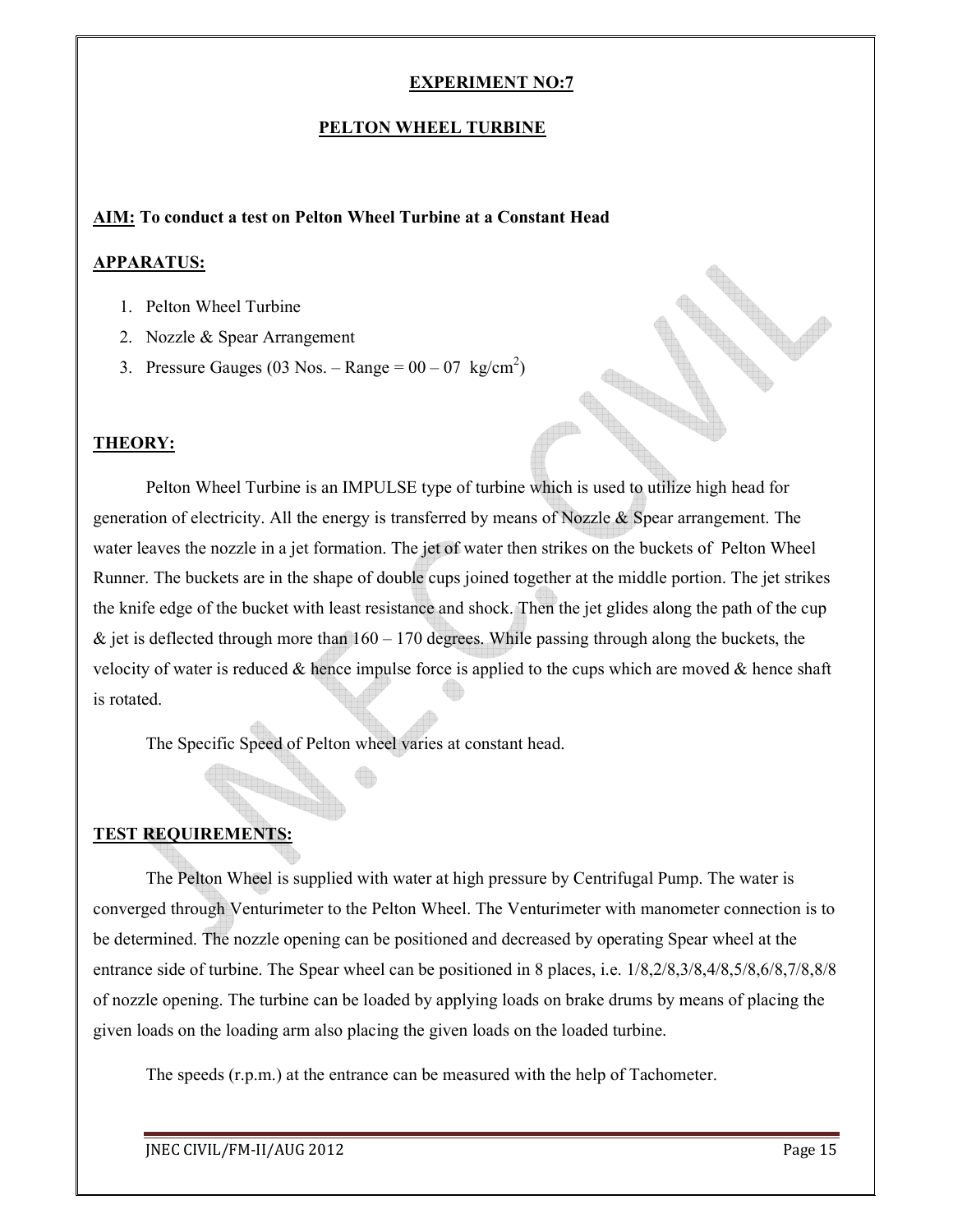# EXPERIMENT NO:7

## PELTON WHEEL TURBINE

**AIM: To conduct a test on Pelton Wheel Turbine at a Constant Head**

**APPARATUS:**

1. Pelton Wheel Turbine
2. Nozzle & Spear Arrangement
3. Pressure Gauges (03 Nos. – Range = 00 – 07 $kg/cm^2$)

**THEORY:**

Pelton Wheel Turbine is an IMPULSE type of turbine which is used to utilize high head for generation of electricity. All the energy is transferred by means of Nozzle & Spear arrangement. The water leaves the nozzle in a jet formation. The jet of water then strikes on the buckets of Pelton Wheel Runner. The buckets are in the shape of double cups joined together at the middle portion. The jet strikes the knife edge of the bucket with least resistance and shock. Then the jet glides along the path of the cup & jet is deflected through more than 160 – 170 degrees. While passing through along the buckets, the velocity of water is reduced & hence impulse force is applied to the cups which are moved & hence shaft is rotated.

The Specific Speed of Pelton wheel varies at constant head.

**TEST REQUIREMENTS:**

The Pelton Wheel is supplied with water at high pressure by Centrifugal Pump. The water is converged through Venturimeter to the Pelton Wheel. The Venturimeter with manometer connection is to be determined. The nozzle opening can be positioned and decreased by operating Spear wheel at the entrance side of turbine. The Spear wheel can be positioned in 8 places, i.e. 1/8,2/8,3/8,4/8,5/8,6/8,7/8,8/8 of nozzle opening. The turbine can be loaded by applying loads on brake drums by means of placing the given loads on the loading arm also placing the given loads on the loaded turbine.

The speeds (r.p.m.) at the entrance can be measured with the help of Tachometer.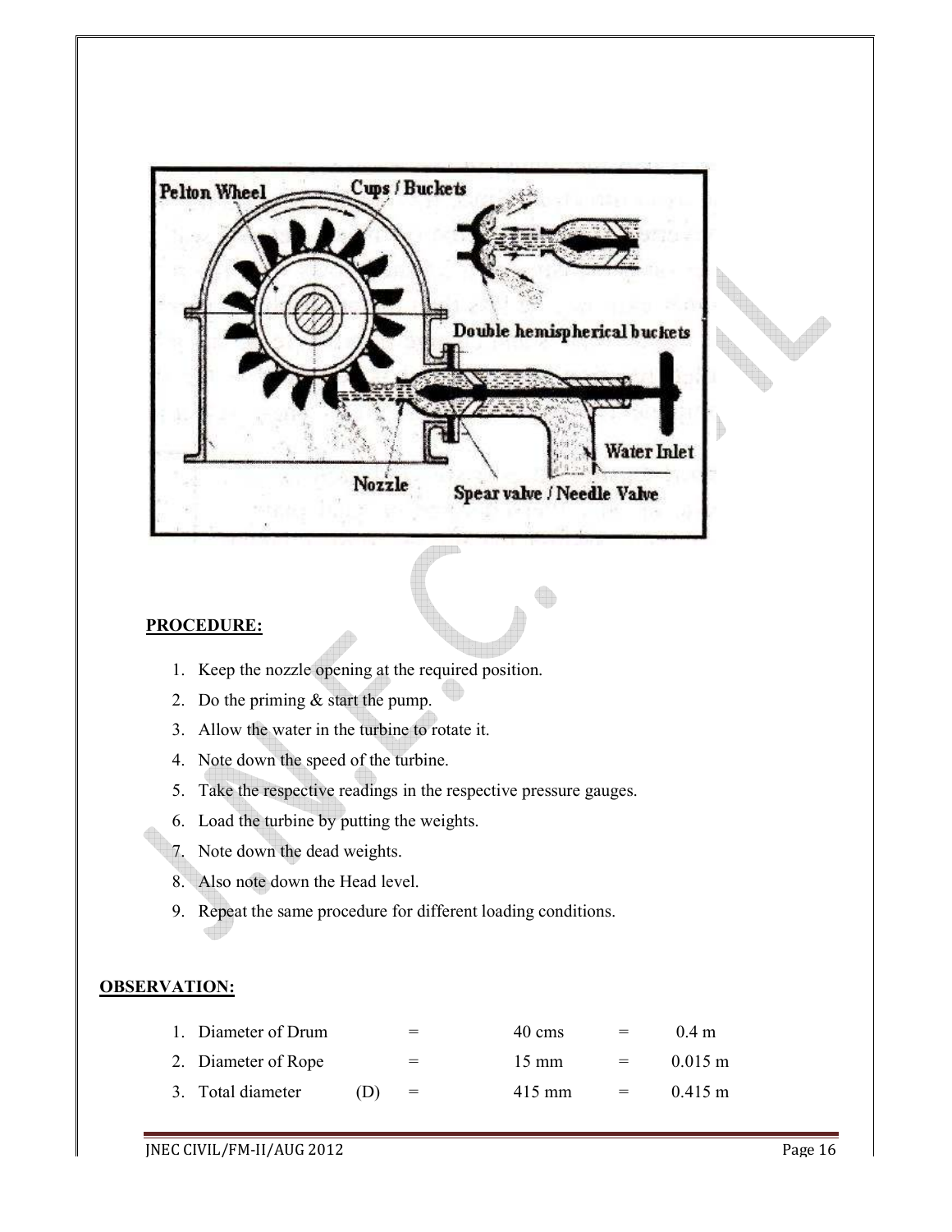**PROCEDURE:**

1. Keep the nozzle opening at the required position.
2. Do the priming & start the pump.
3. Allow the water in the turbine to rotate it.
4. Note down the speed of the turbine.
5. Take the respective readings in the respective pressure gauges.
6. Load the turbine by putting the weights.
7. Note down the dead weights.
8. Also note down the Head level.
9. Repeat the same procedure for different loading conditions.

**OBSERVATION:**

1. Diameter of Drum = 40 cms = 0.4 m
2. Diameter of Rope = 15 mm = 0.015 m
3. Total diameter (D) = 415 mm = 0.415 m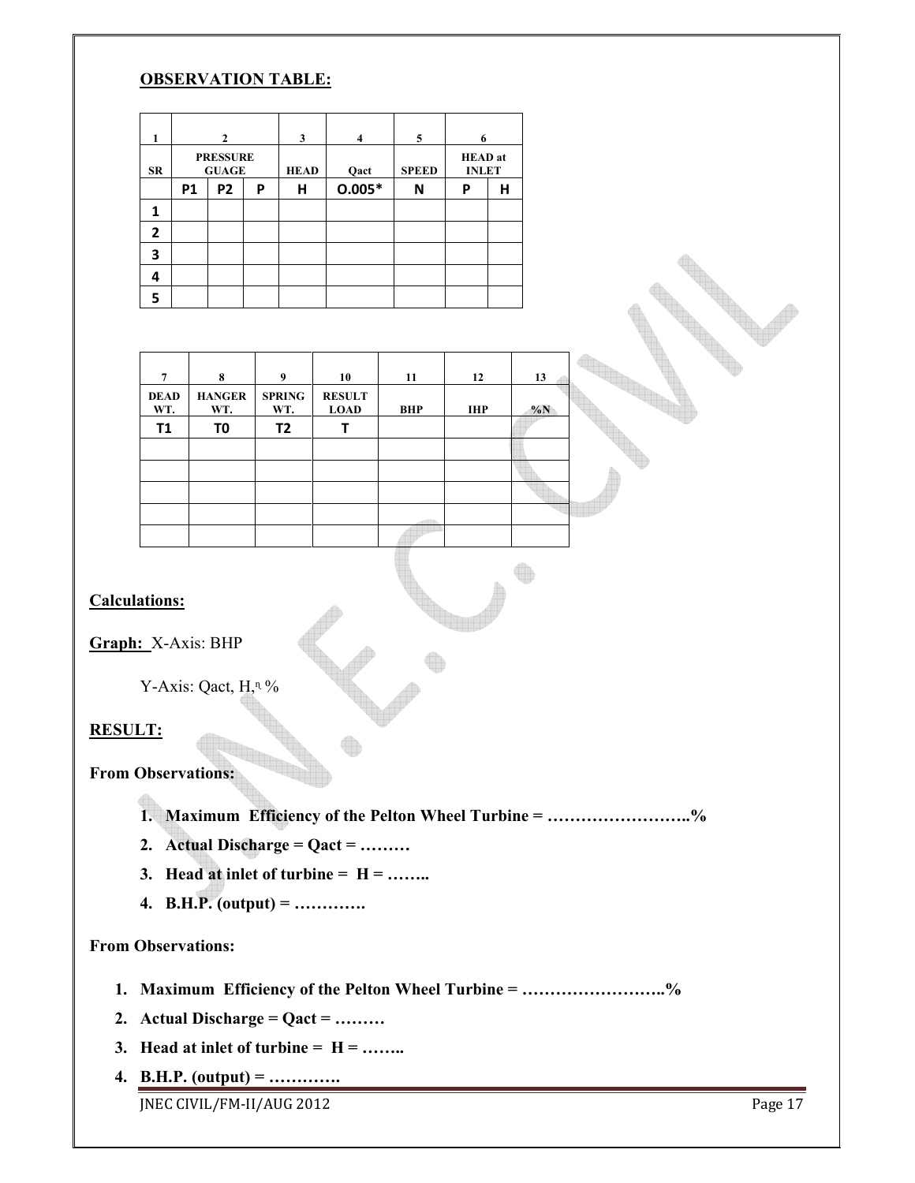**OBSERVATION TABLE:**

| 1 | 2 | | | 3 | 4 | 5 | 6 | |
|---|---|---|---|---|---|---|---|---|
| SR | PRESSURE GUAGE | | | HEAD | Qact | SPEED | HEAD at INLET | |
| | P1 | P2 | P | H | O.005* | N | P | H |
| 1 | | | | | | | | |
| 2 | | | | | | | | |
| 3 | | | | | | | | |
| 4 | | | | | | | | |
| 5 | | | | | | | | |

| 7 | 8 | 9 | 10 | 11 | 12 | 13 |
|---|---|---|---|---|---|---|
| DEAD WT. | HANGER WT. | SPRING WT. | RESULT LOAD | BHP | IHP | %N |
| T1 | T0 | T2 | T | | | |
| | | | | | | |
| | | | | | | |
| | | | | | | |
| | | | | | | |
| | | | | | | |

**Calculations:**

**Graph:** X-Axis: BHP

Y-Axis: Qact, H, $\eta$ %

**RESULT:**

**From Observations:**

1. **Maximum Efficiency of the Pelton Wheel Turbine = ……………………..%**
2. **Actual Discharge = Qact = ………**
3. **Head at inlet of turbine = H = ……..**
4. **B.H.P. (output) = ………….**

**From Observations:**

1. **Maximum Efficiency of the Pelton Wheel Turbine = ……………………..%**
2. **Actual Discharge = Qact = ………**
3. **Head at inlet of turbine = H = ……..**
4. **B.H.P. (output) = ………….**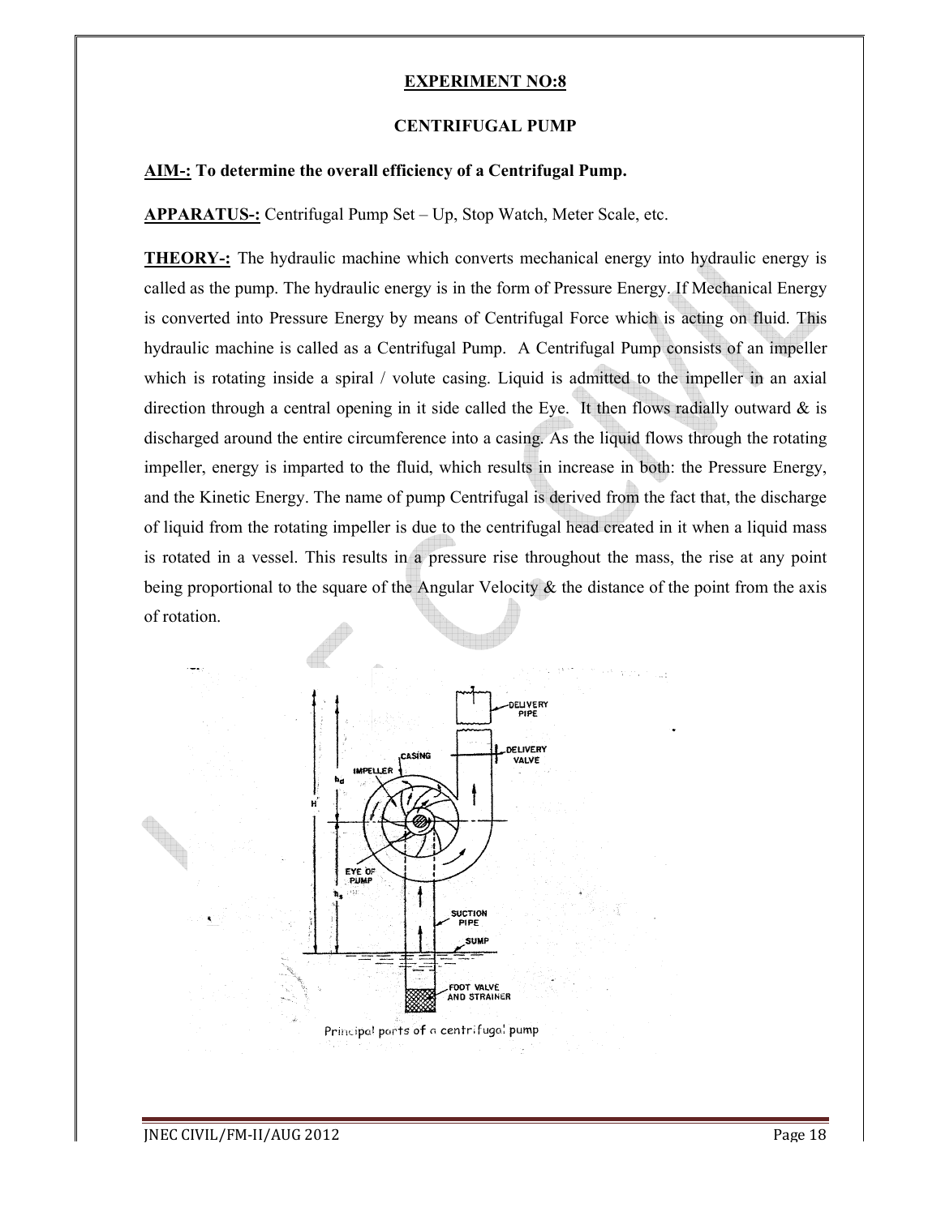## EXPERIMENT NO:8

### CENTRIFUGAL PUMP

**AIM-: To determine the overall efficiency of a Centrifugal Pump.**

**APPARATUS-:** Centrifugal Pump Set – Up, Stop Watch, Meter Scale, etc.

**THEORY-:** The hydraulic machine which converts mechanical energy into hydraulic energy is called as the pump. The hydraulic energy is in the form of Pressure Energy. If Mechanical Energy is converted into Pressure Energy by means of Centrifugal Force which is acting on fluid. This hydraulic machine is called as a Centrifugal Pump. A Centrifugal Pump consists of an impeller which is rotating inside a spiral / volute casing. Liquid is admitted to the impeller in an axial direction through a central opening in it side called the Eye. It then flows radially outward & is discharged around the entire circumference into a casing. As the liquid flows through the rotating impeller, energy is imparted to the fluid, which results in increase in both: the Pressure Energy, and the Kinetic Energy. The name of pump Centrifugal is derived from the fact that, the discharge of liquid from the rotating impeller is due to the centrifugal head created in it when a liquid mass is rotated in a vessel. This results in a pressure rise throughout the mass, the rise at any point being proportional to the square of the Angular Velocity & the distance of the point from the axis of rotation.

Principal parts of a centrifugal pump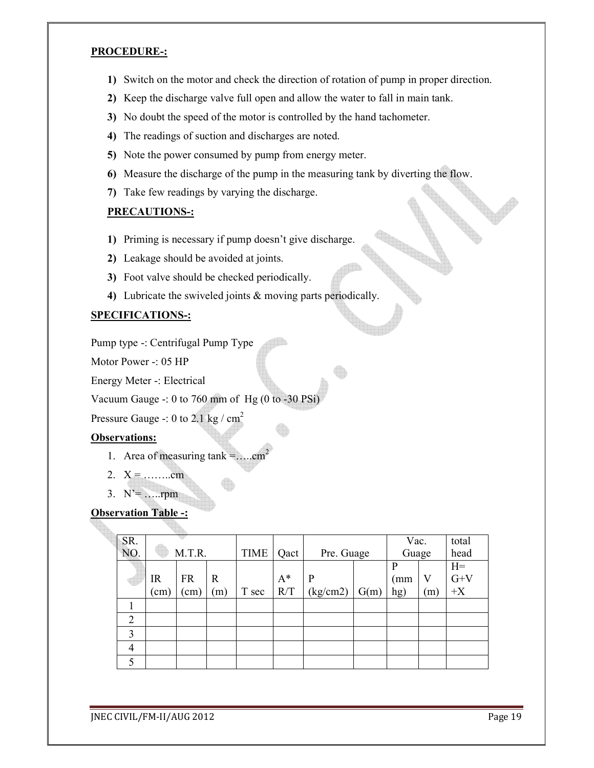**PROCEDURE-:**

1) Switch on the motor and check the direction of rotation of pump in proper direction.
2) Keep the discharge valve full open and allow the water to fall in main tank.
3) No doubt the speed of the motor is controlled by the hand tachometer.
4) The readings of suction and discharges are noted.
5) Note the power consumed by pump from energy meter.
6) Measure the discharge of the pump in the measuring tank by diverting the flow.
7) Take few readings by varying the discharge.

**PRECAUTIONS-:**

1) Priming is necessary if pump doesn't give discharge.
2) Leakage should be avoided at joints.
3) Foot valve should be checked periodically.
4) Lubricate the swiveled joints & moving parts periodically.

**SPECIFICATIONS-:**

Pump type -: Centrifugal Pump Type

Motor Power -: 05 HP

Energy Meter -: Electrical

Vacuum Gauge -: 0 to 760 mm of Hg (0 to -30 PSi)

Pressure Gauge -: 0 to 2.1 kg / $cm^2$

**Observations:**

1. Area of measuring tank =…..$cm^2$
2. X = ……..cm
3. N'= …..rpm

**Observation Table -:**

| SR. NO. | M.T.R. | | | TIME | Qact | Pre. Guage | | Vac. Guage | | total head |
|---|---|---|---|---|---|---|---|---|---|---|
| | IR (cm) | FR (cm) | R (m) | T sec | A* R/T | P (kg/cm2) | G(m) | P (mm hg) | V (m) | H= G+V +X |
| 1 | | | | | | | | | | |
| 2 | | | | | | | | | | |
| 3 | | | | | | | | | | |
| 4 | | | | | | | | | | |
| 5 | | | | | | | | | | |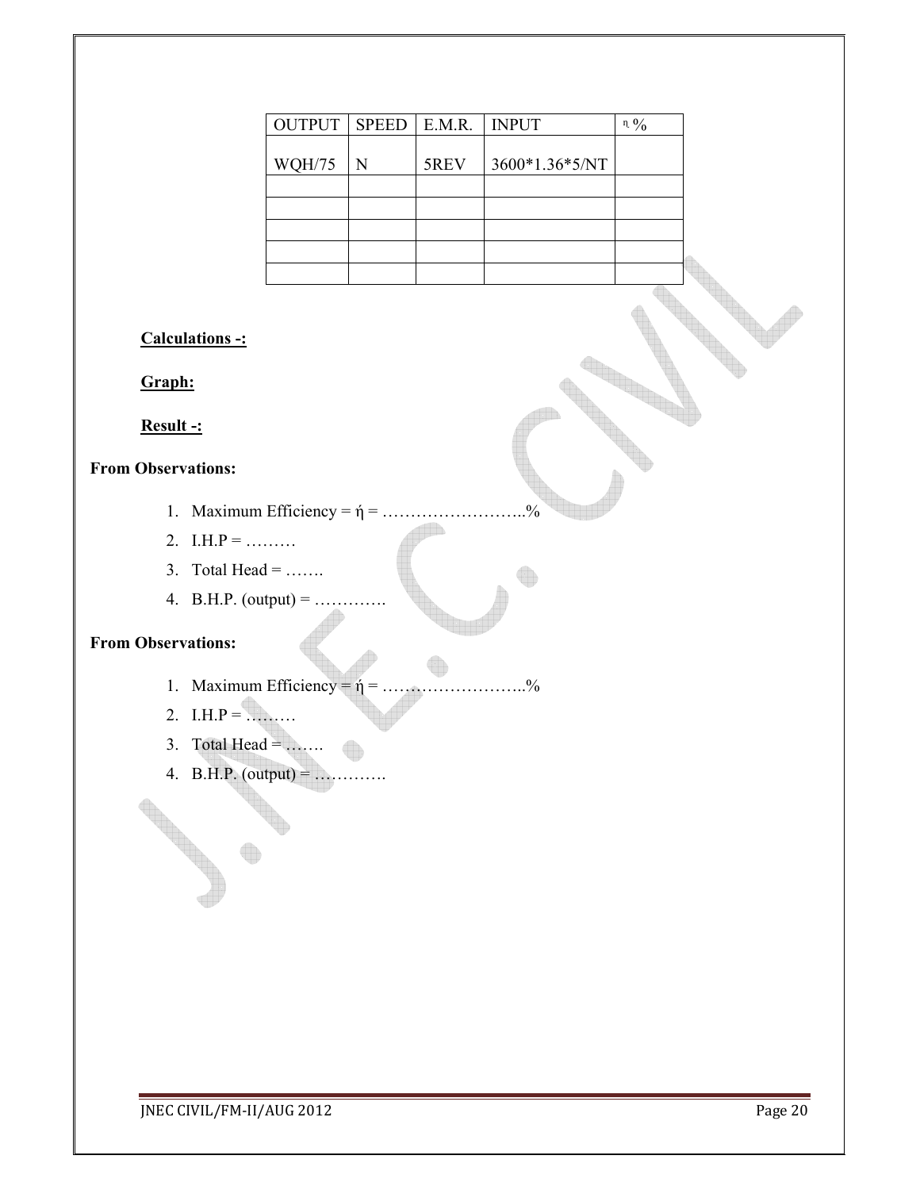| OUTPUT | SPEED | E.M.R. | INPUT | η % |
|---|---|---|---|---|
| WQH/75 | N | 5REV | 3600*1.36*5/NT | |
| | | | | |
| | | | | |
| | | | | |
| | | | | |
| | | | | |

**Calculations -:**

**Graph:**

**Result -:**

**From Observations:**

1. Maximum Efficiency = ή = ……………………..%
2. I.H.P = ………
3. Total Head = …….
4. B.H.P. (output) = ………….

**From Observations:**

1. Maximum Efficiency = ή = ……………………..%
2. I.H.P = ………
3. Total Head = …….
4. B.H.P. (output) = ………….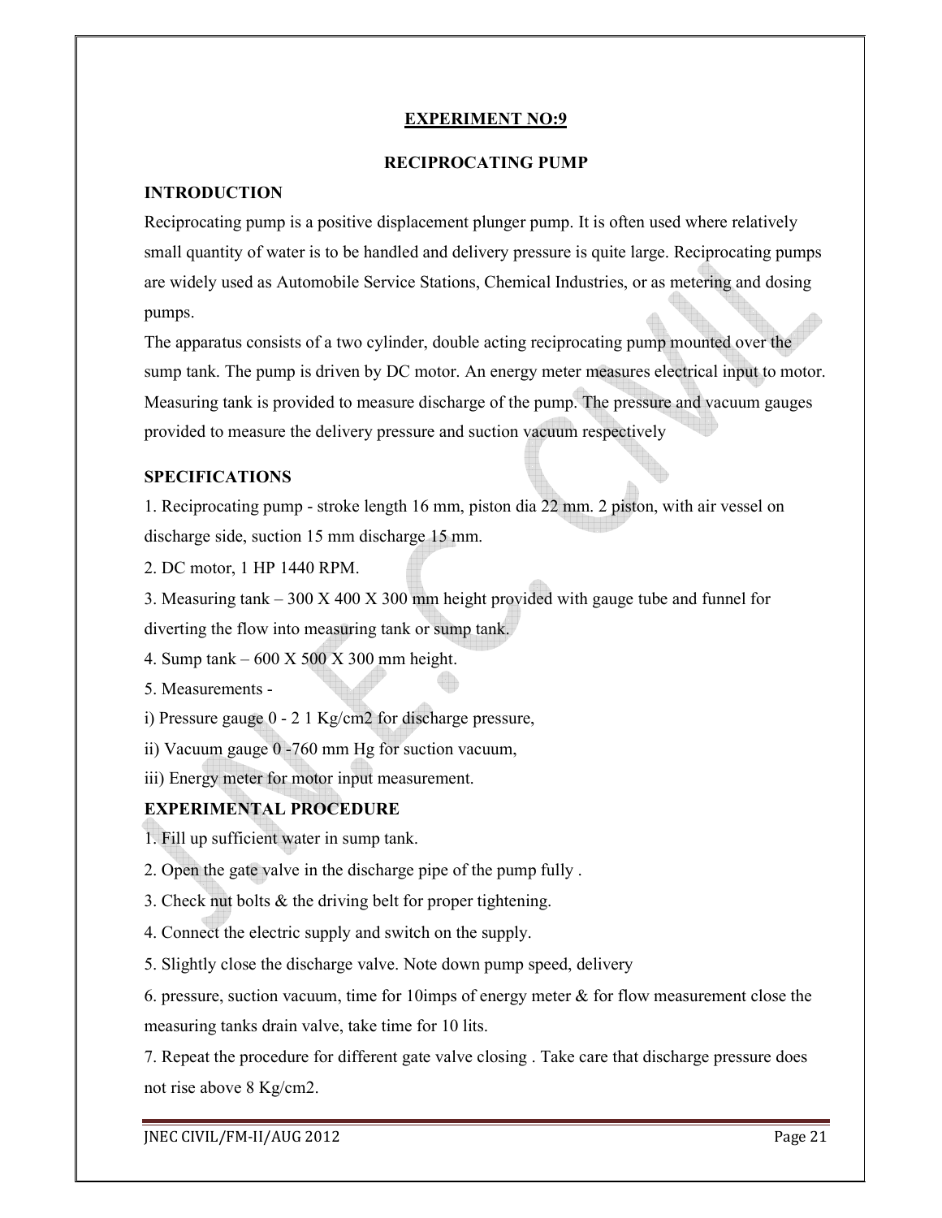## EXPERIMENT NO:9

### RECIPROCATING PUMP

**INTRODUCTION**

Reciprocating pump is a positive displacement plunger pump. It is often used where relatively small quantity of water is to be handled and delivery pressure is quite large. Reciprocating pumps are widely used as Automobile Service Stations, Chemical Industries, or as metering and dosing pumps.

The apparatus consists of a two cylinder, double acting reciprocating pump mounted over the sump tank. The pump is driven by DC motor. An energy meter measures electrical input to motor. Measuring tank is provided to measure discharge of the pump. The pressure and vacuum gauges provided to measure the delivery pressure and suction vacuum respectively

**SPECIFICATIONS**

1. Reciprocating pump - stroke length 16 mm, piston dia 22 mm. 2 piston, with air vessel on discharge side, suction 15 mm discharge 15 mm.
2. DC motor, 1 HP 1440 RPM.
3. Measuring tank – 300 X 400 X 300 mm height provided with gauge tube and funnel for diverting the flow into measuring tank or sump tank.
4. Sump tank – 600 X 500 X 300 mm height.
5. Measurements -

i) Pressure gauge 0 - 2 1 Kg/cm2 for discharge pressure,

ii) Vacuum gauge 0 -760 mm Hg for suction vacuum,

iii) Energy meter for motor input measurement.

**EXPERIMENTAL PROCEDURE**

1. Fill up sufficient water in sump tank.
2. Open the gate valve in the discharge pipe of the pump fully .
3. Check nut bolts & the driving belt for proper tightening.
4. Connect the electric supply and switch on the supply.
5. Slightly close the discharge valve. Note down pump speed, delivery
6. pressure, suction vacuum, time for 10imps of energy meter & for flow measurement close the measuring tanks drain valve, take time for 10 lits.
7. Repeat the procedure for different gate valve closing . Take care that discharge pressure does not rise above 8 Kg/cm2.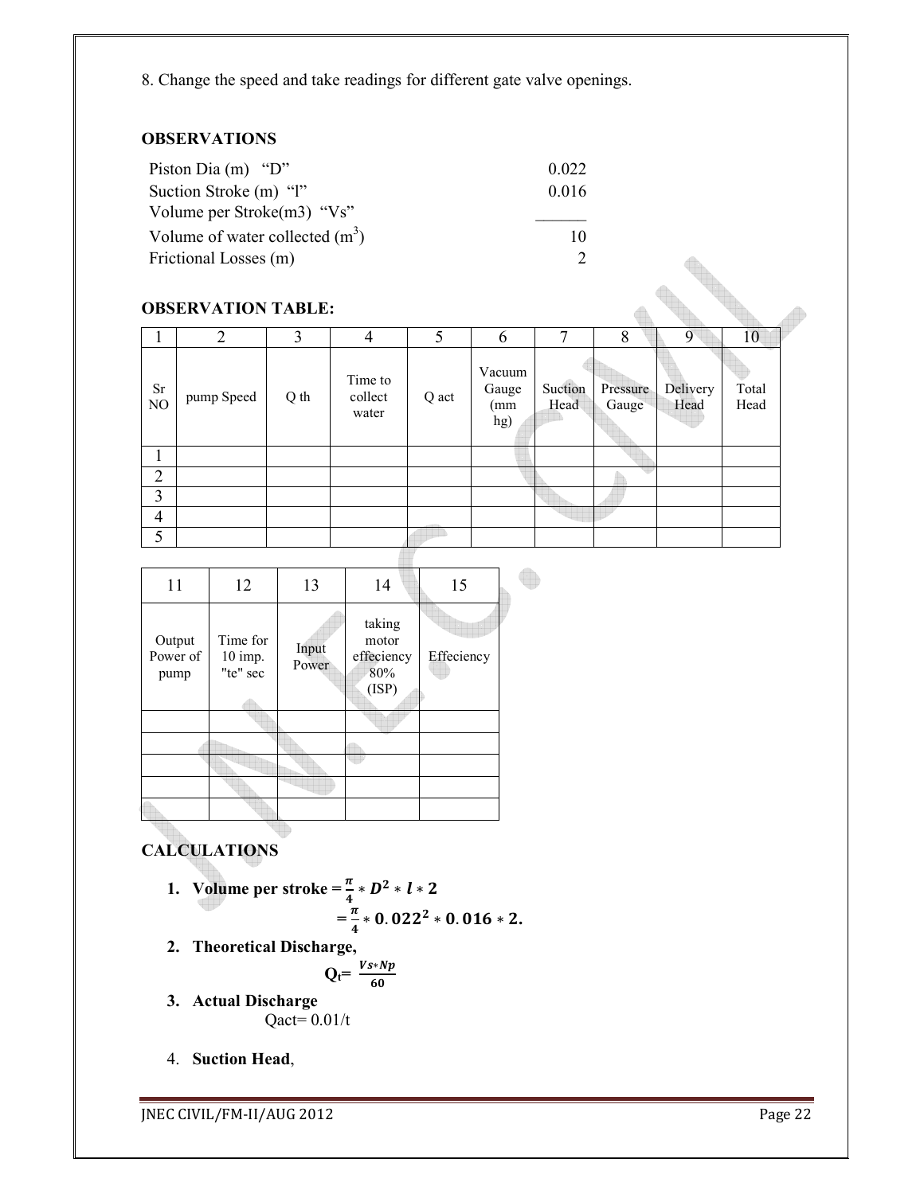8. Change the speed and take readings for different gate valve openings.

## OBSERVATIONS

| | |
|---|---|
| Piston Dia (m) "D" | 0.022 |
| Suction Stroke (m) "l" | 0.016 |
| Volume per Stroke(m3) "Vs" | ______ |
| Volume of water collected ($m^3$) | 10 |
| Frictional Losses (m) | 2 |

## OBSERVATION TABLE:

| 1 | 2 | 3 | 4 | 5 | 6 | 7 | 8 | 9 | 10 |
|---|---|---|---|---|---|---|---|---|---|
| Sr NO | pump Speed | Q th | Time to collect water | Q act | Vacuum Gauge (mm hg) | Suction Head | Pressure Gauge | Delivery Head | Total Head |
| 1 | | | | | | | | | |
| 2 | | | | | | | | | |
| 3 | | | | | | | | | |
| 4 | | | | | | | | | |
| 5 | | | | | | | | | |

| 11 | 12 | 13 | 14 | 15 |
|---|---|---|---|---|
| Output Power of pump | Time for 10 imp. "te" sec | Input Power | taking motor effeciency 80% (ISP) | Effeciency |
| | | | | |
| | | | | |
| | | | | |
| | | | | |
| | | | | |

## CALCULATIONS

1. **Volume per stroke** $= \frac{\pi}{4} * D^2 * l * 2$

   $= \frac{\pi}{4} * 0.022^2 * 0.016 * 2.$

2. **Theoretical Discharge,**

   $Q_t = \frac{Vs * Np}{60}$

3. **Actual Discharge**

   Qact= 0.01/t

4. **Suction Head**,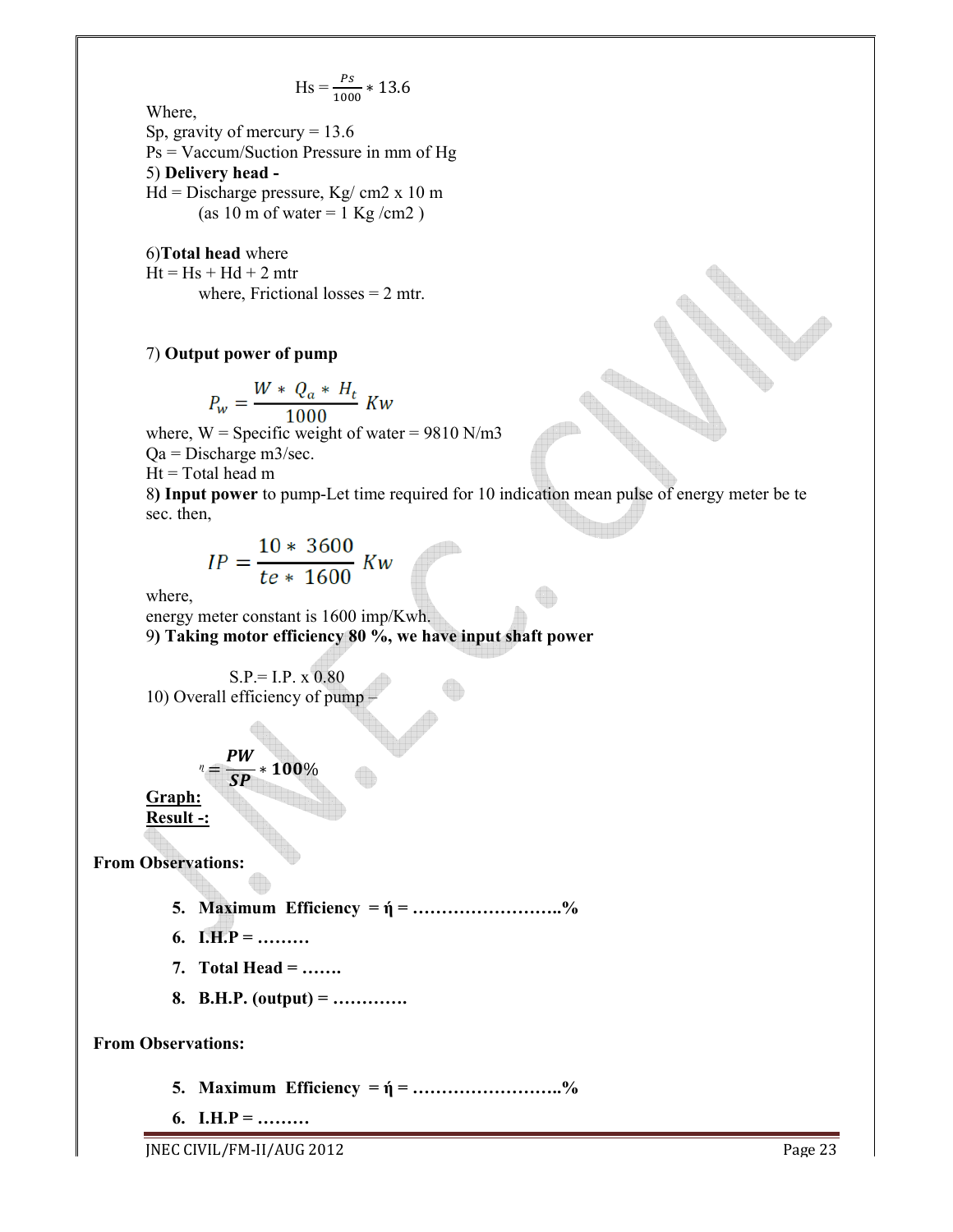$$Hs = \frac{Ps}{1000} * 13.6$$

Where,

Sp, gravity of mercury = 13.6

Ps = Vaccum/Suction Pressure in mm of Hg

5) **Delivery head -**

Hd = Discharge pressure, Kg/ cm2 x 10 m

(as 10 m of water = 1 Kg /cm2 )

6)**Total head** where

Ht = Hs + Hd + 2 mtr

where, Frictional losses = 2 mtr.

7) **Output power of pump**

$$P_w = \frac{W * Q_a * H_t}{1000} \; Kw$$

where, W = Specific weight of water = 9810 N/m3

Qa = Discharge m3/sec.

Ht = Total head m

8**) Input power** to pump-Let time required for 10 indication mean pulse of energy meter be te sec. then,

$$IP = \frac{10 * 3600}{te * 1600} \; Kw$$

where,

energy meter constant is 1600 imp/Kwh.

9**) Taking motor efficiency 80 %, we have input shaft power**

S.P.= I.P. x 0.80

10) Overall efficiency of pump –

$$\eta = \frac{PW}{SP} * 100\%$$

**Graph:**

**Result -:**

**From Observations:**

5. **Maximum Efficiency = ή = ……………………..%**
6. **I.H.P = ………**
7. **Total Head = …….**
8. **B.H.P. (output) = ………….**

**From Observations:**

5. **Maximum Efficiency = ή = ……………………..%**
6. **I.H.P = ………**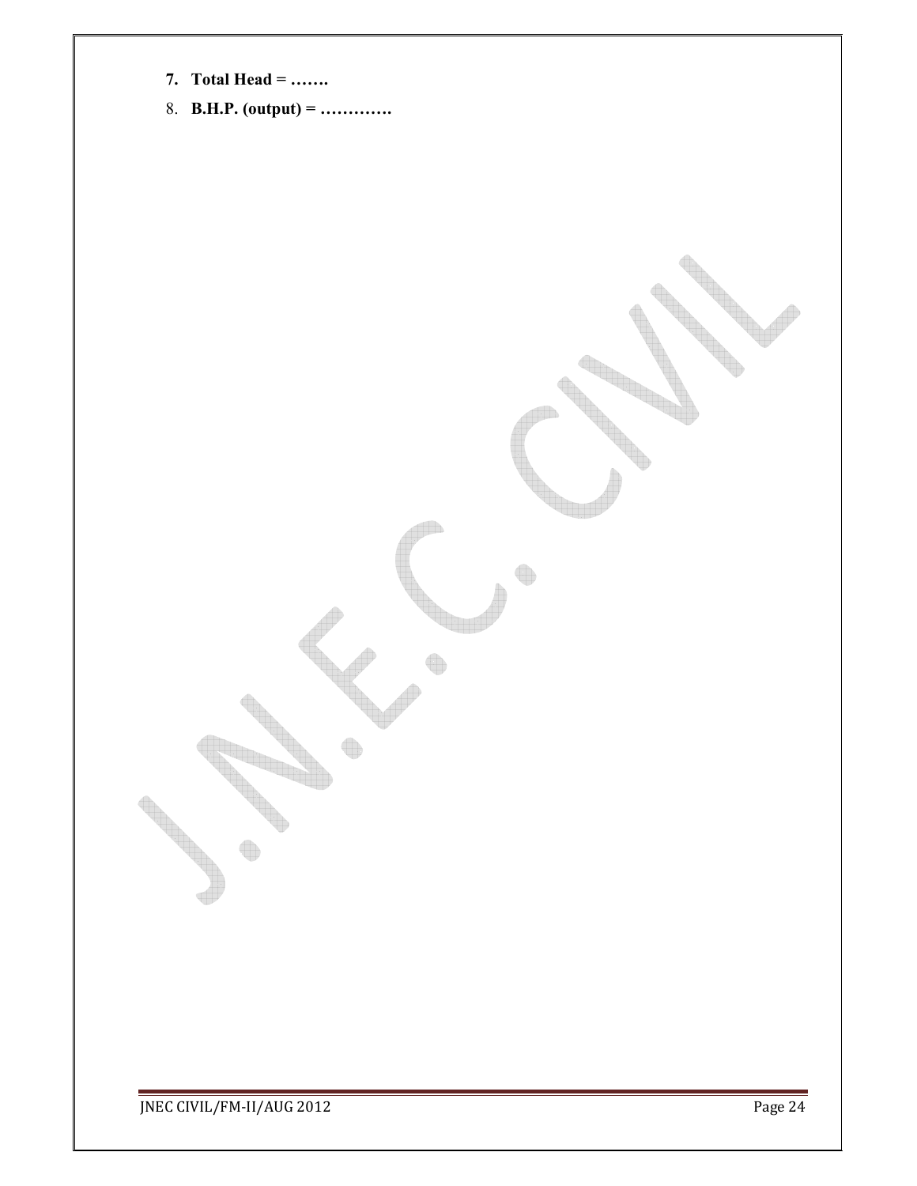7. **Total Head = …….**
8. **B.H.P. (output) = ………….**